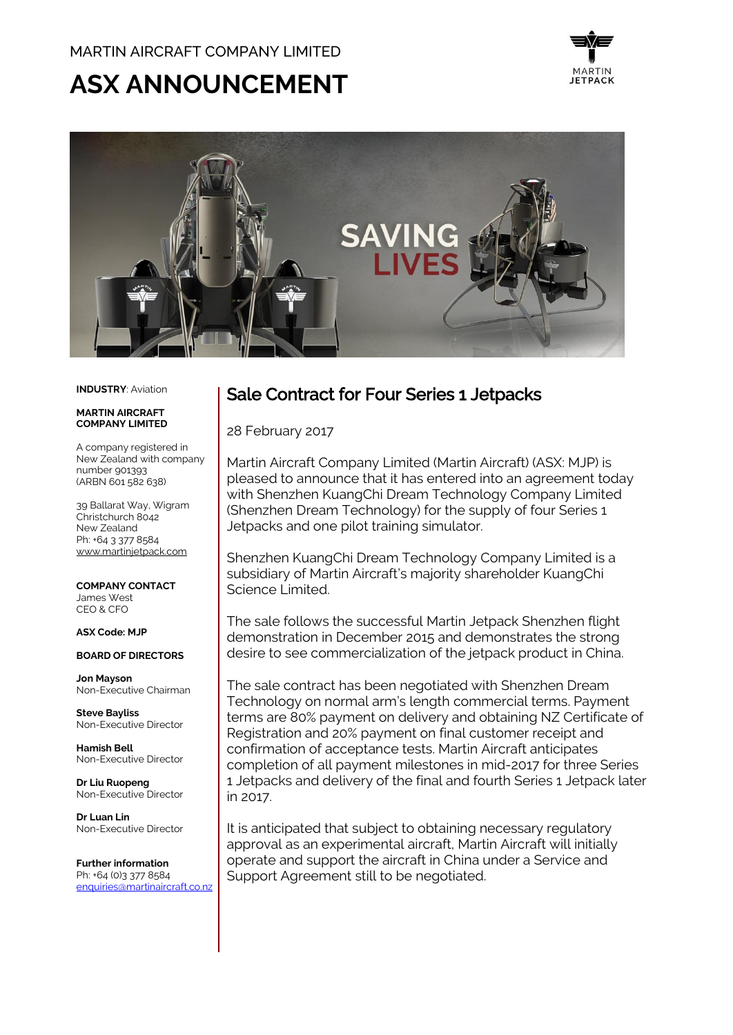MARTIN AIRCRAFT COMPANY LIMITED

# ASX ANNOUNCEMENT

**INDUSTRY**: Aviation

**MARTIN AIRCRAFT COMPANY LIMITED**

A company registered in New Zealand with company number 901393 (ARBN 601 582 638)

39 Ballarat Way, Wigram
Christchurch 8042
New Zealand
Ph: +64 3 377 8584
www.martinjetpack.com

**COMPANY CONTACT**
James West
CEO & CFO

**ASX Code: MJP**

**BOARD OF DIRECTORS**

**Jon Mayson**
Non-Executive Chairman

**Steve Bayliss**
Non-Executive Director

**Hamish Bell**
Non-Executive Director

**Dr Liu Ruopeng**
Non-Executive Director

**Dr Luan Lin**
Non-Executive Director

**Further information**
Ph: +64 (0)3 377 8584
enquiries@martinaircraft.co.nz

## Sale Contract for Four Series 1 Jetpacks

28 February 2017

Martin Aircraft Company Limited (Martin Aircraft) (ASX: MJP) is pleased to announce that it has entered into an agreement today with Shenzhen KuangChi Dream Technology Company Limited (Shenzhen Dream Technology) for the supply of four Series 1 Jetpacks and one pilot training simulator.

Shenzhen KuangChi Dream Technology Company Limited is a subsidiary of Martin Aircraft's majority shareholder KuangChi Science Limited.

The sale follows the successful Martin Jetpack Shenzhen flight demonstration in December 2015 and demonstrates the strong desire to see commercialization of the jetpack product in China.

The sale contract has been negotiated with Shenzhen Dream Technology on normal arm's length commercial terms. Payment terms are 80% payment on delivery and obtaining NZ Certificate of Registration and 20% payment on final customer receipt and confirmation of acceptance tests. Martin Aircraft anticipates completion of all payment milestones in mid-2017 for three Series 1 Jetpacks and delivery of the final and fourth Series 1 Jetpack later in 2017.

It is anticipated that subject to obtaining necessary regulatory approval as an experimental aircraft, Martin Aircraft will initially operate and support the aircraft in China under a Service and Support Agreement still to be negotiated.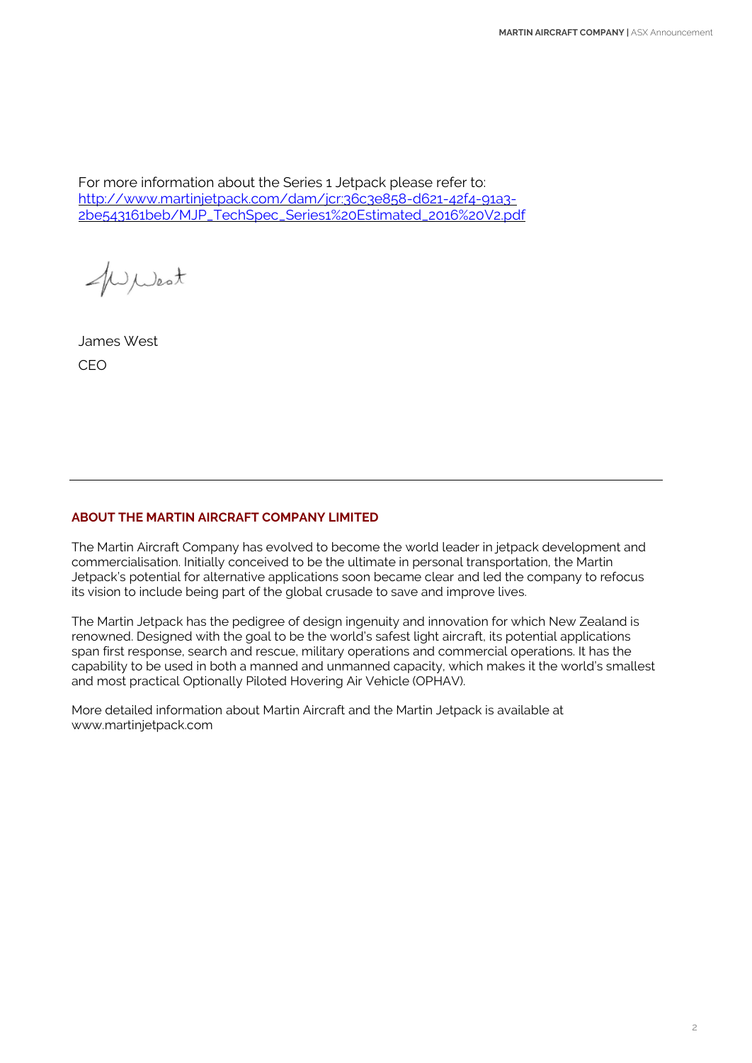For more information about the Series 1 Jetpack please refer to:
[http://www.martinjetpack.com/dam/jcr:36c3e858-d621-42f4-91a3-2be543161beb/MJP_TechSpec_Series1%20Estimated_2016%20V2.pdf](http://www.martinjetpack.com/dam/jcr:36c3e858-d621-42f4-91a3-2be543161beb/MJP_TechSpec_Series1%20Estimated_2016%20V2.pdf)

James West
CEO

---

## ABOUT THE MARTIN AIRCRAFT COMPANY LIMITED

The Martin Aircraft Company has evolved to become the world leader in jetpack development and commercialisation. Initially conceived to be the ultimate in personal transportation, the Martin Jetpack's potential for alternative applications soon became clear and led the company to refocus its vision to include being part of the global crusade to save and improve lives.

The Martin Jetpack has the pedigree of design ingenuity and innovation for which New Zealand is renowned. Designed with the goal to be the world's safest light aircraft, its potential applications span first response, search and rescue, military operations and commercial operations. It has the capability to be used in both a manned and unmanned capacity, which makes it the world's smallest and most practical Optionally Piloted Hovering Air Vehicle (OPHAV).

More detailed information about Martin Aircraft and the Martin Jetpack is available at www.martinjetpack.com